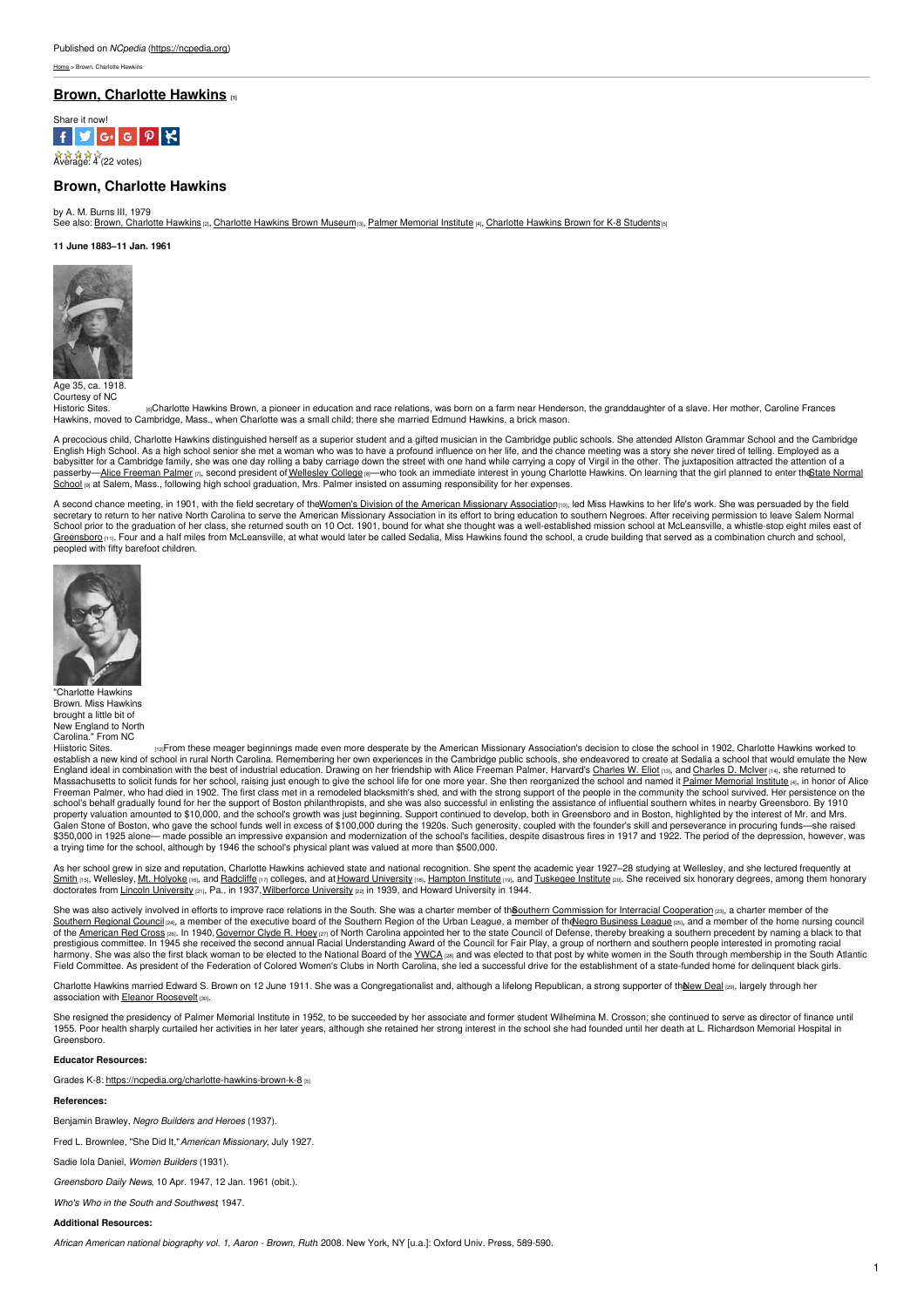Published on *NCpedia* (https://ncpedia.org)

Home > Brown, Charlotte Hawkins

# Brown, Charlotte Hawkins [1]

Share it now!

Average: 4 (22 votes)

## Brown, Charlotte Hawkins

by A. M. Burns III, 1979

See also: Brown, Charlotte Hawkins [2], Charlotte Hawkins Brown Museum [3], Palmer Memorial Institute [4], Charlotte Hawkins Brown for K-8 Students [5]

**11 June 1883–11 Jan. 1961**

Age 35, ca. 1918. Courtesy of NC Historic Sites. [6]

Charlotte Hawkins Brown, a pioneer in education and race relations, was born on a farm near Henderson, the granddaughter of a slave. Her mother, Caroline Frances Hawkins, moved to Cambridge, Mass., when Charlotte was a small child; there she married Edmund Hawkins, a brick mason.

A precocious child, Charlotte Hawkins distinguished herself as a superior student and a gifted musician in the Cambridge public schools. She attended Allston Grammar School and the Cambridge English High School. As a high school senior she met a woman who was to have a profound influence on her life, and the chance meeting was a story she never tired of telling. Employed as a babysitter for a Cambridge family, she was one day rolling a baby carriage down the street with one hand while carrying a copy of Virgil in the other. The juxtaposition attracted the attention of a passerby—Alice Freeman Palmer [7], second president of Wellesley College [8]—who took an immediate interest in young Charlotte Hawkins. On learning that the girl planned to enter the State Normal School [9] at Salem, Mass., following high school graduation, Mrs. Palmer insisted on assuming responsibility for her expenses.

A second chance meeting, in 1901, with the field secretary of the Women's Division of the American Missionary Association [10], led Miss Hawkins to her life's work. She was persuaded by the field secretary to return to her native North Carolina to serve the American Missionary Association in its effort to bring education to southern Negroes. After receiving permission to leave Salem Normal School prior to the graduation of her class, she returned south on 10 Oct. 1901, bound for what she thought was a well-established mission school at McLeansville, a whistle-stop eight miles east of Greensboro [11]. Four and a half miles from McLeansville, at what would later be called Sedalia, Miss Hawkins found the school, a crude building that served as a combination church and school, peopled with fifty barefoot children.

"Charlotte Hawkins Brown. Miss Hawkins brought a little bit of New England to North Carolina." From NC Hiistoric Sites. [12]

From these meager beginnings made even more desperate by the American Missionary Association's decision to close the school in 1902, Charlotte Hawkins worked to establish a new kind of school in rural North Carolina. Remembering her own experiences in the Cambridge public schools, she endeavored to create at Sedalia a school that would emulate the New England ideal in combination with the best of industrial education. Drawing on her friendship with Alice Freeman Palmer, Harvard's Charles W. Eliot [13], and Charles D. McIver [14], she returned to Massachusetts to solicit funds for her school, raising just enough to give the school life for one more year. She then reorganized the school and named it Palmer Memorial Institute [4], in honor of Alice Freeman Palmer, who had died in 1902. The first class met in a remodeled blacksmith's shed, and with the strong support of the people in the community the school survived. Her persistence on the school's behalf gradually found for her the support of Boston philanthropists, and she was also successful in enlisting the assistance of influential southern whites in nearby Greensboro. By 1910 property valuation amounted to $10,000, and the school's growth was just beginning. Support continued to develop, both in Greensboro and in Boston, highlighted by the interest of Mr. and Mrs. Galen Stone of Boston, who gave the school funds well in excess of $100,000 during the 1920s. Such generosity, coupled with the founder's skill and perseverance in procuring funds—she raised $350,000 in 1925 alone— made possible an impressive expansion and modernization of the school's facilities, despite disastrous fires in 1917 and 1922. The period of the depression, however, was a trying time for the school, although by 1946 the school's physical plant was valued at more than $500,000.

As her school grew in size and reputation, Charlotte Hawkins achieved state and national recognition. She spent the academic year 1927–28 studying at Wellesley, and she lectured frequently at Smith [15], Wellesley, Mt. Holyoke [16], and Radcliffe [17] colleges, and at Howard University [18], Hampton Institute [19], and Tuskegee Institute [20]. She received six honorary degrees, among them honorary doctorates from Lincoln University [21], Pa., in 1937, Wilberforce University [22] in 1939, and Howard University in 1944.

She was also actively involved in efforts to improve race relations in the South. She was a charter member of the Southern Commission for Interracial Cooperation [23], a charter member of the Southern Regional Council [24], a member of the executive board of the Southern Region of the Urban League, a member of the Negro Business League [25], and a member of the home nursing council of the American Red Cross [26]. In 1940, Governor Clyde R. Hoey [27] of North Carolina appointed her to the state Council of Defense, thereby breaking a southern precedent by naming a black to that prestigious committee. In 1945 she received the second annual Racial Understanding Award of the Council for Fair Play, a group of northern and southern people interested in promoting racial harmony. She was also the first black woman to be elected to the National Board of the YWCA [28] and was elected to that post by white women in the South through membership in the South Atlantic Field Committee. As president of the Federation of Colored Women's Clubs in North Carolina, she led a successful drive for the establishment of a state-funded home for delinquent black girls.

Charlotte Hawkins married Edward S. Brown on 12 June 1911. She was a Congregationalist and, although a lifelong Republican, a strong supporter of the New Deal [29], largely through her association with Eleanor Roosevelt [30].

She resigned the presidency of Palmer Memorial Institute in 1952, to be succeeded by her associate and former student Wilhelmina M. Crosson; she continued to serve as director of finance until 1955. Poor health sharply curtailed her activities in her later years, although she retained her strong interest in the school she had founded until her death at L. Richardson Memorial Hospital in Greensboro.

**Educator Resources:**

Grades K-8: https://ncpedia.org/charlotte-hawkins-brown-k-8 [5]

**References:**

Benjamin Brawley, *Negro Builders and Heroes* (1937).

Fred L. Brownlee, "She Did It," *American Missionary*, July 1927.

Sadie Iola Daniel, *Women Builders* (1931).

*Greensboro Daily News*, 10 Apr. 1947, 12 Jan. 1961 (obit.).

*Who's Who in the South and Southwest*, 1947.

**Additional Resources:**

*African American national biography vol. 1, Aaron - Brown, Ruth* 2008. New York, NY [u.a.]: Oxford Univ. Press, 589-590.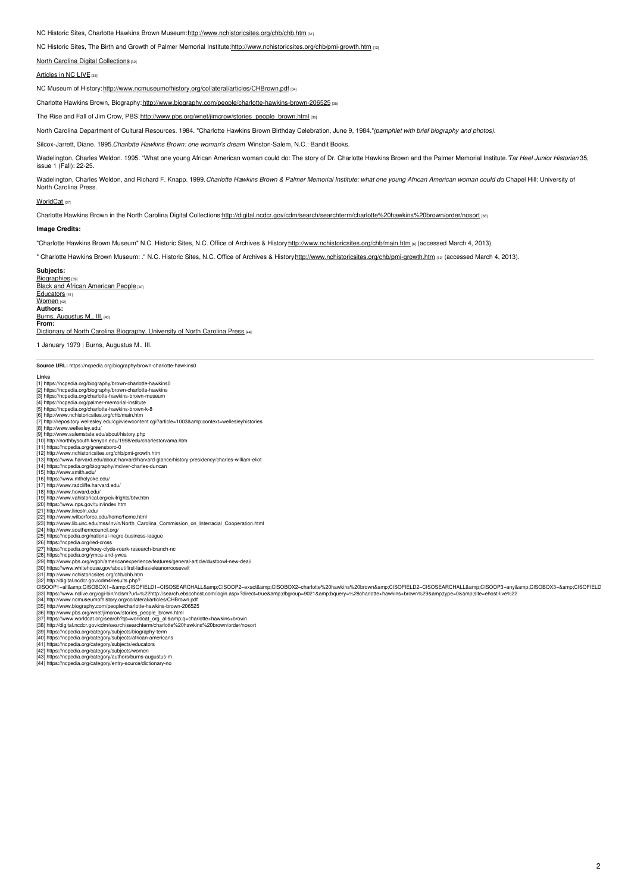NC Historic Sites, Charlotte Hawkins Brown Museum: http://www.nchistoricsites.org/chb/chb.htm [31]

NC Historic Sites, The Birth and Growth of Palmer Memorial Institute: http://www.nchistoricsites.org/chb/pmi-growth.htm [12]

North Carolina Digital Collections [32]

Articles in NC LIVE [33]

NC Museum of History: http://www.ncmuseumofhistory.org/collateral/articles/CHBrown.pdf [34]

Charlotte Hawkins Brown, Biography: http://www.biography.com/people/charlotte-hawkins-brown-206525 [35]

The Rise and Fall of Jim Crow, PBS: http://www.pbs.org/wnet/jimcrow/stories_people_brown.html [36]

North Carolina Department of Cultural Resources. 1984. "Charlotte Hawkins Brown Birthday Celebration, June 9, 1984." *(pamphlet with brief biography and photos).*

Silcox-Jarrett, Diane. 1995. *Charlotte Hawkins Brown: one woman's dream*. Winston-Salem, N.C.: Bandit Books.

Wadelington, Charles Weldon. 1995. "What one young African American woman could do: The story of Dr. Charlotte Hawkins Brown and the Palmer Memorial Institute." *Tar Heel Junior Historian* 35, issue 1 (Fall): 22-25.

Wadelington, Charles Weldon, and Richard F. Knapp. 1999. *Charlotte Hawkins Brown & Palmer Memorial Institute: what one young African American woman could do*. Chapel Hill: University of North Carolina Press.

WorldCat [37]

Charlotte Hawkins Brown in the North Carolina Digital Collections: http://digital.ncdcr.gov/cdm/search/searchterm/charlotte%20hawkins%20brown/order/nosort [38]

**Image Credits:**

"Charlotte Hawkins Brown Museum" N.C. Historic Sites, N.C. Office of Archives & History. http://www.nchistoricsites.org/chb/main.htm [6] (accessed March 4, 2013).

" Charlotte Hawkins Brown Museum: ." N.C. Historic Sites, N.C. Office of Archives & History http://www.nchistoricsites.org/chb/pmi-growth.htm [12] (accessed March 4, 2013).

**Subjects:**
Biographies [39]
Black and African American People [40]
Educators [41]
Women [42]
**Authors:**
Burns, Augustus M., III. [43]
**From:**
Dictionary of North Carolina Biography, University of North Carolina Press. [44]

1 January 1979 | Burns, Augustus M., III.

**Source URL:** https://ncpedia.org/biography/brown-charlotte-hawkins0

**Links**
[1] https://ncpedia.org/biography/brown-charlotte-hawkins0
[2] https://ncpedia.org/biography/brown-charlotte-hawkins
[3] https://ncpedia.org/charlotte-hawkins-brown-museum
[4] https://ncpedia.org/palmer-memorial-institute
[5] https://ncpedia.org/charlotte-hawkins-brown-k-8
[6] http://www.nchistoricsites.org/chb/main.htm
[7] http://repository.wellesley.edu/cgi/viewcontent.cgi?article=1003&amp;context=wellesleyhistories
[8] http://www.wellesley.edu/
[9] http://www.salemstate.edu/about/history.php
[10] http://northbysouth.kenyon.edu/1998/edu/charleston/ama.htm
[11] https://ncpedia.org/greensboro-0
[12] http://www.nchistoricsites.org/chb/pmi-growth.htm
[13] https://www.harvard.edu/about-harvard/harvard-glance/history-presidency/charles-william-eliot
[14] https://ncpedia.org/biography/mciver-charles-duncan
[15] http://www.smith.edu/
[16] https://www.mtholyoke.edu/
[17] http://www.radcliffe.harvard.edu/
[18] http://www.howard.edu/
[19] http://www.vahistorical.org/civilrights/btw.htm
[20] https://www.nps.gov/tuin/index.htm
[21] http://www.lincoln.edu/
[22] http://www.wilberforce.edu/home/home.html
[23] http://www.lib.unc.edu/mss/inv/n/North_Carolina_Commission_on_Interracial_Cooperation.html
[24] http://www.southerncouncil.org/
[25] https://ncpedia.org/national-negro-business-league
[26] https://ncpedia.org/red-cross
[27] https://ncpedia.org/hoey-clyde-roark-research-branch-nc
[28] https://ncpedia.org/ymca-and-ywca
[29] http://www.pbs.org/wgbh/americanexperience/features/general-article/dustbowl-new-deal/
[30] https://www.whitehouse.gov/about/first-ladies/eleanorroosevelt
[31] http://www.nchistoricsites.org/chb/chb.htm
[32] http://digital.ncdcr.gov/cdm4/results.php?CISOOP1=all&amp;CISOBOX1=&amp;CISOFIELD1=CISOSEARCHALL&amp;CISOOP2=exact&amp;CISOBOX2=charlotte%20hawkins%20brown&amp;CISOFIELD2=CISOSEARCHALL&amp;CISOOP3=any&amp;CISOBOX3=&amp;CISOFIELD
[33] https://www.nclive.org/cgi-bin/nclsm?url=%22http://search.ebscohost.com/login.aspx?direct=true&amp;dbgroup=9021&amp;bquery=%28charlotte+hawkins+brown%29&amp;type=0&amp;site=ehost-live%22
[34] http://www.ncmuseumofhistory.org/collateral/articles/CHBrown.pdf
[35] http://www.biography.com/people/charlotte-hawkins-brown-206525
[36] http://www.pbs.org/wnet/jimcrow/stories_people_brown.html
[37] https://www.worldcat.org/search?qt=worldcat_org_all&amp;q=charlotte+hawkins+brown
[38] http://digital.ncdcr.gov/cdm/search/searchterm/charlotte%20hawkins%20brown/order/nosort
[39] https://ncpedia.org/category/subjects/biography-term
[40] https://ncpedia.org/category/subjects/african-americans
[41] https://ncpedia.org/category/subjects/educators
[42] https://ncpedia.org/category/subjects/women
[43] https://ncpedia.org/category/authors/burns-augustus-m
[44] https://ncpedia.org/category/entry-source/dictionary-no